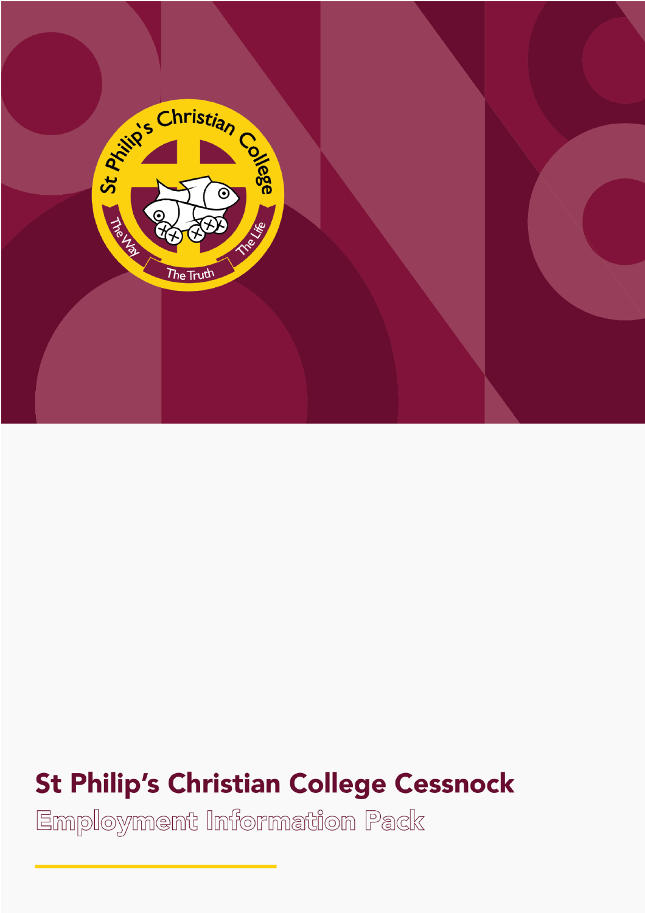# St Philip's Christian College Cessnock

## Employment Information Pack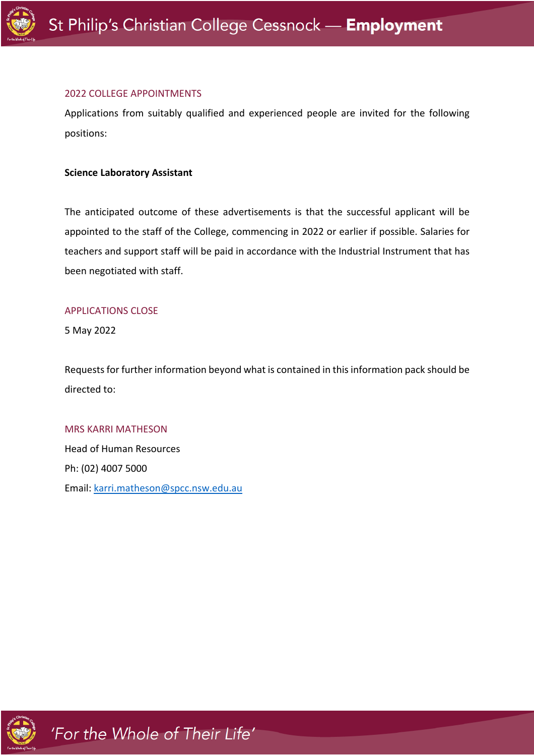## 2022 COLLEGE APPOINTMENTS

Applications from suitably qualified and experienced people are invited for the following positions:

**Science Laboratory Assistant**

The anticipated outcome of these advertisements is that the successful applicant will be appointed to the staff of the College, commencing in 2022 or earlier if possible. Salaries for teachers and support staff will be paid in accordance with the Industrial Instrument that has been negotiated with staff.

## APPLICATIONS CLOSE

5 May 2022

Requests for further information beyond what is contained in this information pack should be directed to:

## MRS KARRI MATHESON

Head of Human Resources

Ph: (02) 4007 5000

Email: karri.matheson@spcc.nsw.edu.au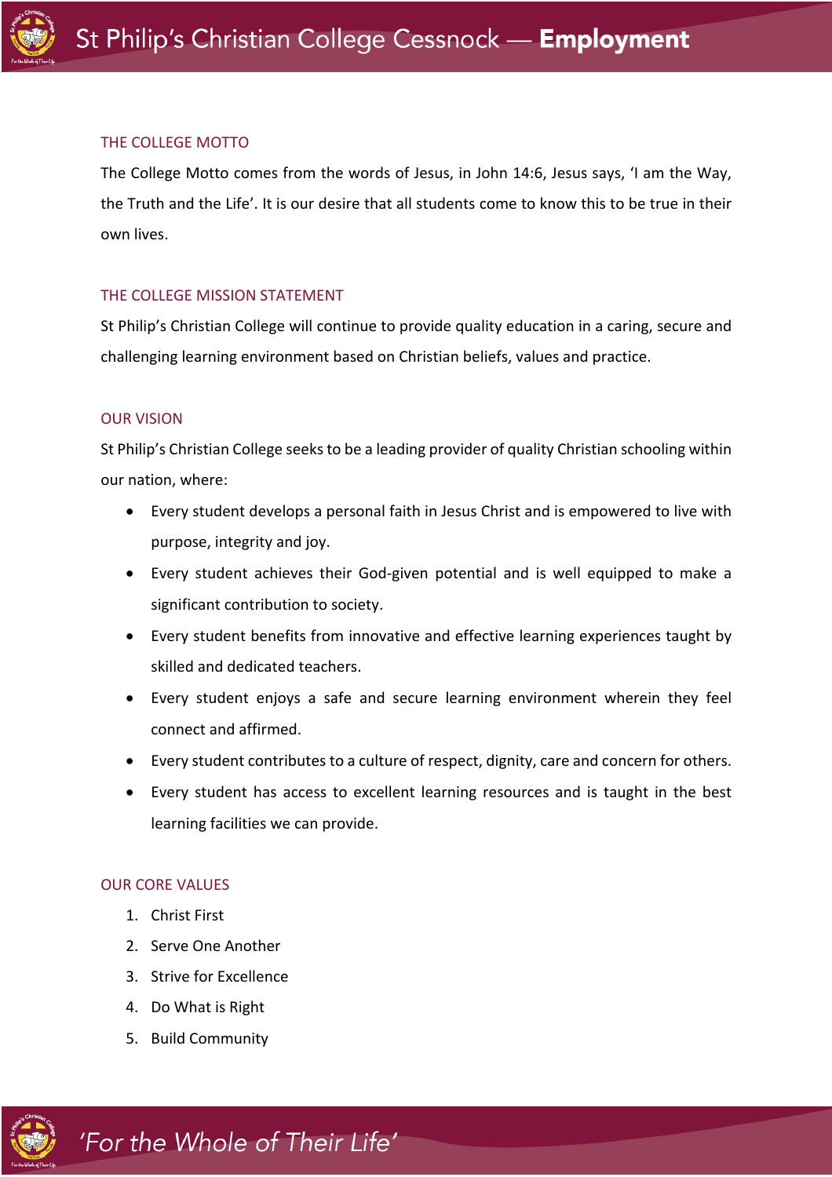## THE COLLEGE MOTTO

The College Motto comes from the words of Jesus, in John 14:6, Jesus says, 'I am the Way, the Truth and the Life'. It is our desire that all students come to know this to be true in their own lives.

## THE COLLEGE MISSION STATEMENT

St Philip's Christian College will continue to provide quality education in a caring, secure and challenging learning environment based on Christian beliefs, values and practice.

## OUR VISION

St Philip's Christian College seeks to be a leading provider of quality Christian schooling within our nation, where:

- Every student develops a personal faith in Jesus Christ and is empowered to live with purpose, integrity and joy.
- Every student achieves their God-given potential and is well equipped to make a significant contribution to society.
- Every student benefits from innovative and effective learning experiences taught by skilled and dedicated teachers.
- Every student enjoys a safe and secure learning environment wherein they feel connect and affirmed.
- Every student contributes to a culture of respect, dignity, care and concern for others.
- Every student has access to excellent learning resources and is taught in the best learning facilities we can provide.

## OUR CORE VALUES

1. Christ First
2. Serve One Another
3. Strive for Excellence
4. Do What is Right
5. Build Community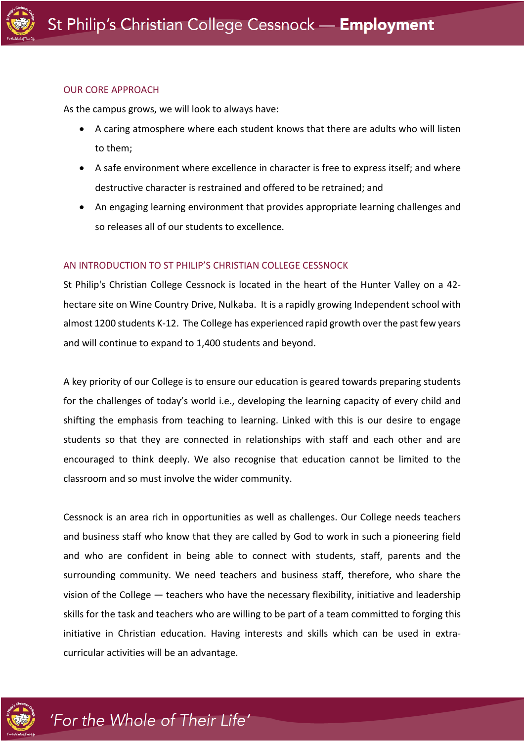## OUR CORE APPROACH

As the campus grows, we will look to always have:

- A caring atmosphere where each student knows that there are adults who will listen to them;
- A safe environment where excellence in character is free to express itself; and where destructive character is restrained and offered to be retrained; and
- An engaging learning environment that provides appropriate learning challenges and so releases all of our students to excellence.

## AN INTRODUCTION TO ST PHILIP'S CHRISTIAN COLLEGE CESSNOCK

St Philip's Christian College Cessnock is located in the heart of the Hunter Valley on a 42-hectare site on Wine Country Drive, Nulkaba. It is a rapidly growing Independent school with almost 1200 students K-12. The College has experienced rapid growth over the past few years and will continue to expand to 1,400 students and beyond.

A key priority of our College is to ensure our education is geared towards preparing students for the challenges of today's world i.e., developing the learning capacity of every child and shifting the emphasis from teaching to learning. Linked with this is our desire to engage students so that they are connected in relationships with staff and each other and are encouraged to think deeply. We also recognise that education cannot be limited to the classroom and so must involve the wider community.

Cessnock is an area rich in opportunities as well as challenges. Our College needs teachers and business staff who know that they are called by God to work in such a pioneering field and who are confident in being able to connect with students, staff, parents and the surrounding community. We need teachers and business staff, therefore, who share the vision of the College — teachers who have the necessary flexibility, initiative and leadership skills for the task and teachers who are willing to be part of a team committed to forging this initiative in Christian education. Having interests and skills which can be used in extra-curricular activities will be an advantage.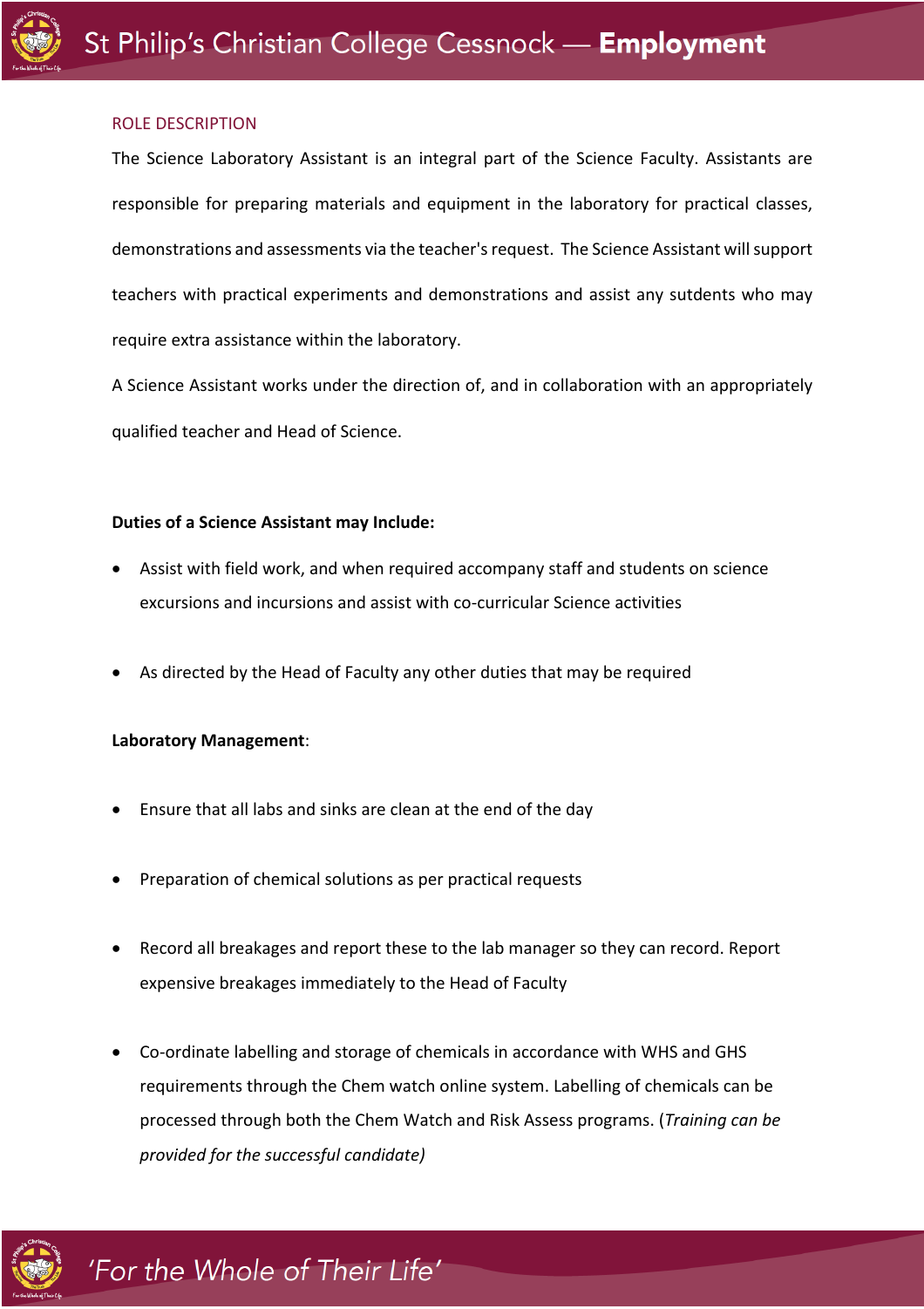## ROLE DESCRIPTION

The Science Laboratory Assistant is an integral part of the Science Faculty. Assistants are responsible for preparing materials and equipment in the laboratory for practical classes, demonstrations and assessments via the teacher's request. The Science Assistant will support teachers with practical experiments and demonstrations and assist any sutdents who may require extra assistance within the laboratory.

A Science Assistant works under the direction of, and in collaboration with an appropriately qualified teacher and Head of Science.

**Duties of a Science Assistant may Include:**

- Assist with field work, and when required accompany staff and students on science excursions and incursions and assist with co-curricular Science activities
- As directed by the Head of Faculty any other duties that may be required

**Laboratory Management**:

- Ensure that all labs and sinks are clean at the end of the day
- Preparation of chemical solutions as per practical requests
- Record all breakages and report these to the lab manager so they can record. Report expensive breakages immediately to the Head of Faculty
- Co-ordinate labelling and storage of chemicals in accordance with WHS and GHS requirements through the Chem watch online system. Labelling of chemicals can be processed through both the Chem Watch and Risk Assess programs. (*Training can be provided for the successful candidate)*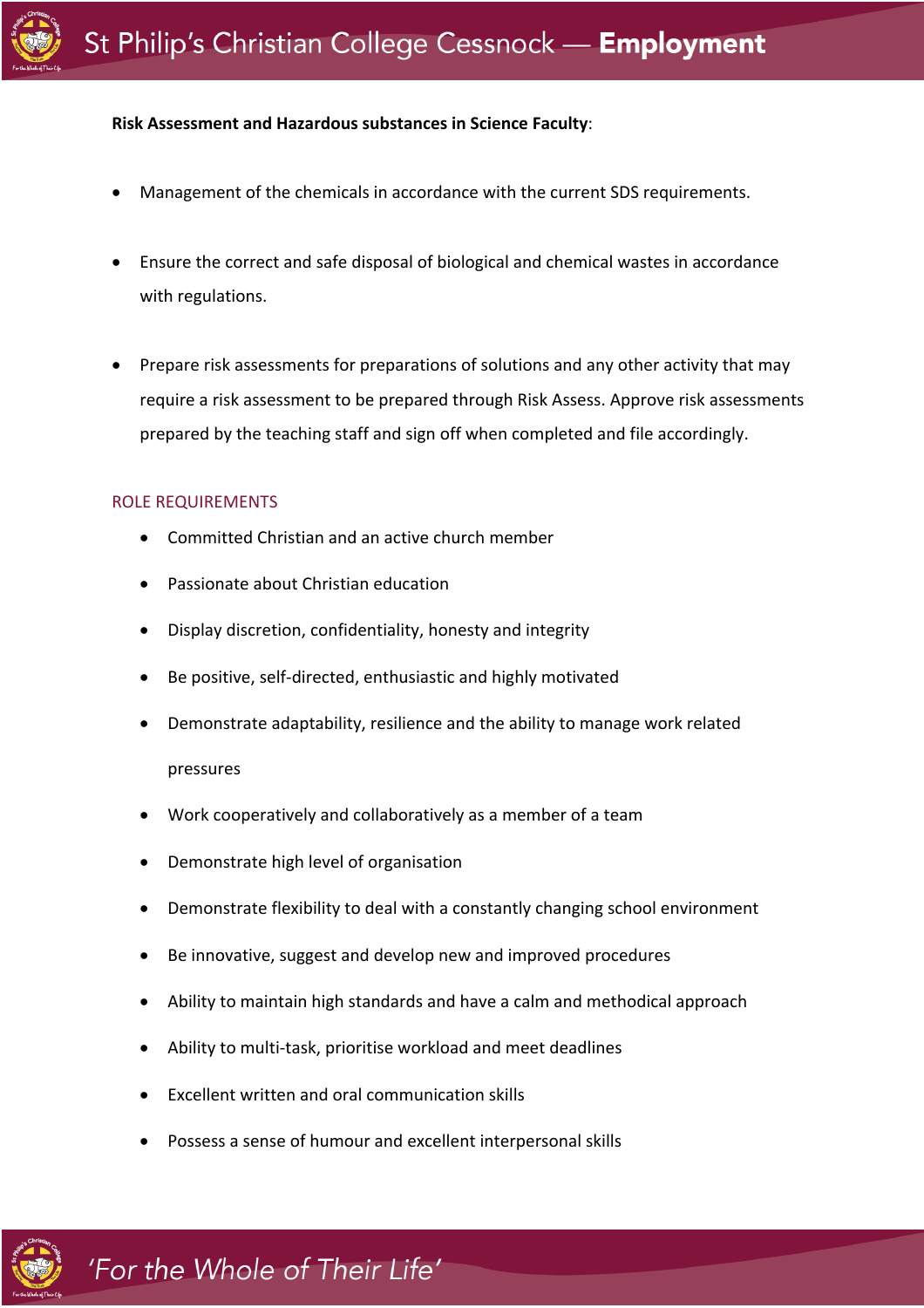**Risk Assessment and Hazardous substances in Science Faculty**:

- Management of the chemicals in accordance with the current SDS requirements.
- Ensure the correct and safe disposal of biological and chemical wastes in accordance with regulations.
- Prepare risk assessments for preparations of solutions and any other activity that may require a risk assessment to be prepared through Risk Assess. Approve risk assessments prepared by the teaching staff and sign off when completed and file accordingly.

## ROLE REQUIREMENTS

- Committed Christian and an active church member
- Passionate about Christian education
- Display discretion, confidentiality, honesty and integrity
- Be positive, self-directed, enthusiastic and highly motivated
- Demonstrate adaptability, resilience and the ability to manage work related pressures
- Work cooperatively and collaboratively as a member of a team
- Demonstrate high level of organisation
- Demonstrate flexibility to deal with a constantly changing school environment
- Be innovative, suggest and develop new and improved procedures
- Ability to maintain high standards and have a calm and methodical approach
- Ability to multi-task, prioritise workload and meet deadlines
- Excellent written and oral communication skills
- Possess a sense of humour and excellent interpersonal skills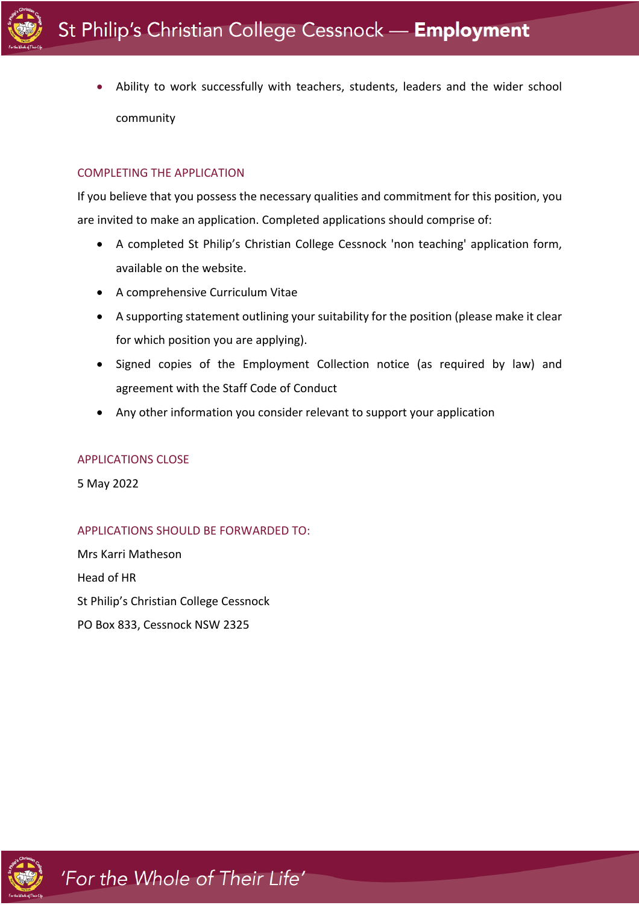- Ability to work successfully with teachers, students, leaders and the wider school community

## COMPLETING THE APPLICATION

If you believe that you possess the necessary qualities and commitment for this position, you are invited to make an application. Completed applications should comprise of:

- A completed St Philip's Christian College Cessnock 'non teaching' application form, available on the website.
- A comprehensive Curriculum Vitae
- A supporting statement outlining your suitability for the position (please make it clear for which position you are applying).
- Signed copies of the Employment Collection notice (as required by law) and agreement with the Staff Code of Conduct
- Any other information you consider relevant to support your application

## APPLICATIONS CLOSE

5 May 2022

## APPLICATIONS SHOULD BE FORWARDED TO:

Mrs Karri Matheson

Head of HR

St Philip's Christian College Cessnock

PO Box 833, Cessnock NSW 2325